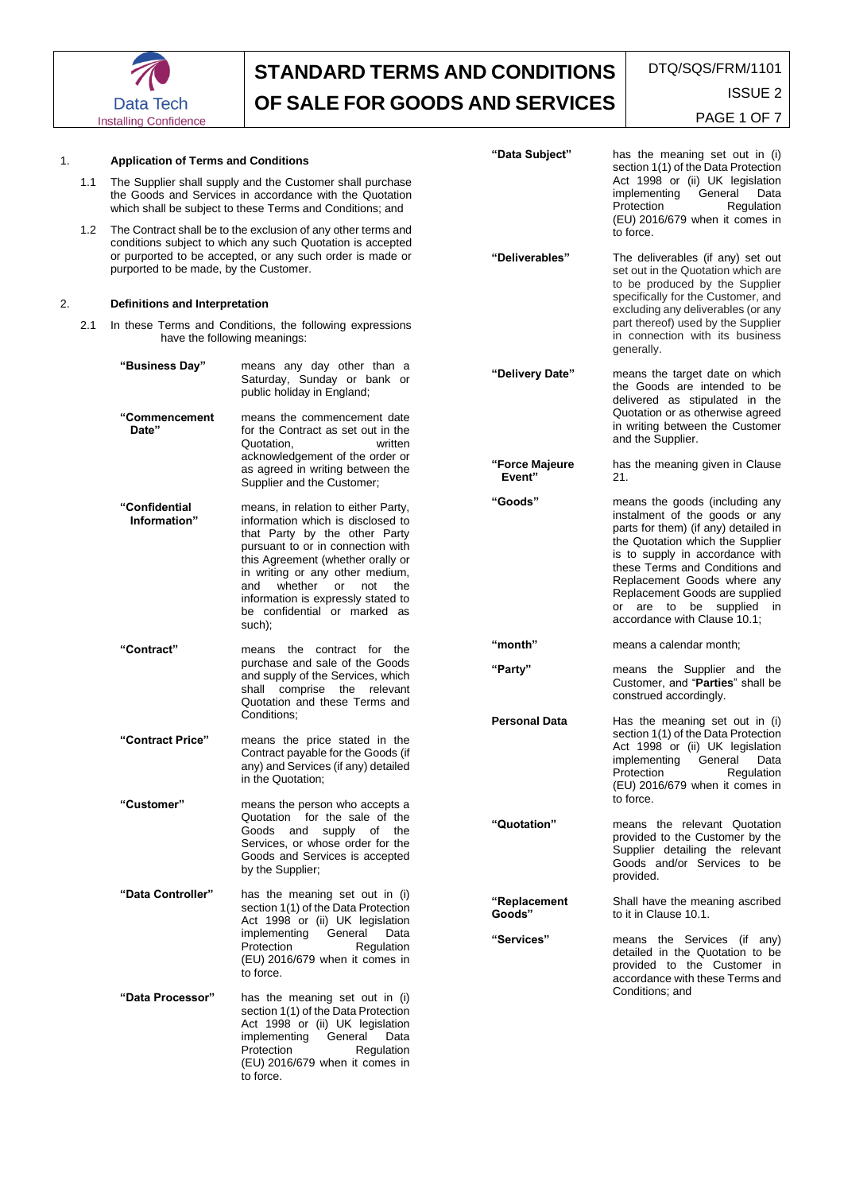# STANDARD TERMS AND CONDITIONS OF SALE FOR GOODS AND SERVICES

DTQ/SQS/FRM/1101

ISSUE 2

## 1. Application of Terms and Conditions

1.1 The Supplier shall supply and the Customer shall purchase the Goods and Services in accordance with the Quotation which shall be subject to these Terms and Conditions; and

1.2 The Contract shall be to the exclusion of any other terms and conditions subject to which any such Quotation is accepted or purported to be accepted, or any such order is made or purported to be made, by the Customer.

## 2. Definitions and Interpretation

2.1 In these Terms and Conditions, the following expressions have the following meanings:

| Term | Meaning |
|---|---|
| **"Business Day"** | means any day other than a Saturday, Sunday or bank or public holiday in England; |
| **"Commencement Date"** | means the commencement date for the Contract as set out in the Quotation, written acknowledgement of the order or as agreed in writing between the Supplier and the Customer; |
| **"Confidential Information"** | means, in relation to either Party, information which is disclosed to that Party by the other Party pursuant to or in connection with this Agreement (whether orally or in writing or any other medium, and whether or not the information is expressly stated to be confidential or marked as such); |
| **"Contract"** | means the contract for the purchase and sale of the Goods and supply of the Services, which shall comprise the relevant Quotation and these Terms and Conditions; |
| **"Contract Price"** | means the price stated in the Contract payable for the Goods (if any) and Services (if any) detailed in the Quotation; |
| **"Customer"** | means the person who accepts a Quotation for the sale of the Goods and supply of the Services, or whose order for the Goods and Services is accepted by the Supplier; |
| **"Data Controller"** | has the meaning set out in (i) section 1(1) of the Data Protection Act 1998 or (ii) UK legislation implementing General Data Protection Regulation (EU) 2016/679 when it comes in to force. |
| **"Data Processor"** | has the meaning set out in (i) section 1(1) of the Data Protection Act 1998 or (ii) UK legislation implementing General Data Protection Regulation (EU) 2016/679 when it comes in to force. |
| **"Data Subject"** | has the meaning set out in (i) section 1(1) of the Data Protection Act 1998 or (ii) UK legislation implementing General Data Protection Regulation (EU) 2016/679 when it comes in to force. |
| **"Deliverables"** | The deliverables (if any) set out set out in the Quotation which are to be produced by the Supplier specifically for the Customer, and excluding any deliverables (or any part thereof) used by the Supplier in connection with its business generally. |
| **"Delivery Date"** | means the target date on which the Goods are intended to be delivered as stipulated in the Quotation or as otherwise agreed in writing between the Customer and the Supplier. |
| **"Force Majeure Event"** | has the meaning given in Clause 21. |
| **"Goods"** | means the goods (including any instalment of the goods or any parts for them) (if any) detailed in the Quotation which the Supplier is to supply in accordance with these Terms and Conditions and Replacement Goods where any Replacement Goods are supplied or are to be supplied in accordance with Clause 10.1; |
| **"month"** | means a calendar month; |
| **"Party"** | means the Supplier and the Customer, and "**Parties**" shall be construed accordingly. |
| **Personal Data** | Has the meaning set out in (i) section 1(1) of the Data Protection Act 1998 or (ii) UK legislation implementing General Data Protection Regulation (EU) 2016/679 when it comes in to force. |
| **"Quotation"** | means the relevant Quotation provided to the Customer by the Supplier detailing the relevant Goods and/or Services to be provided. |
| **"Replacement Goods"** | Shall have the meaning ascribed to it in Clause 10.1. |
| **"Services"** | means the Services (if any) detailed in the Quotation to be provided to the Customer in accordance with these Terms and Conditions; and |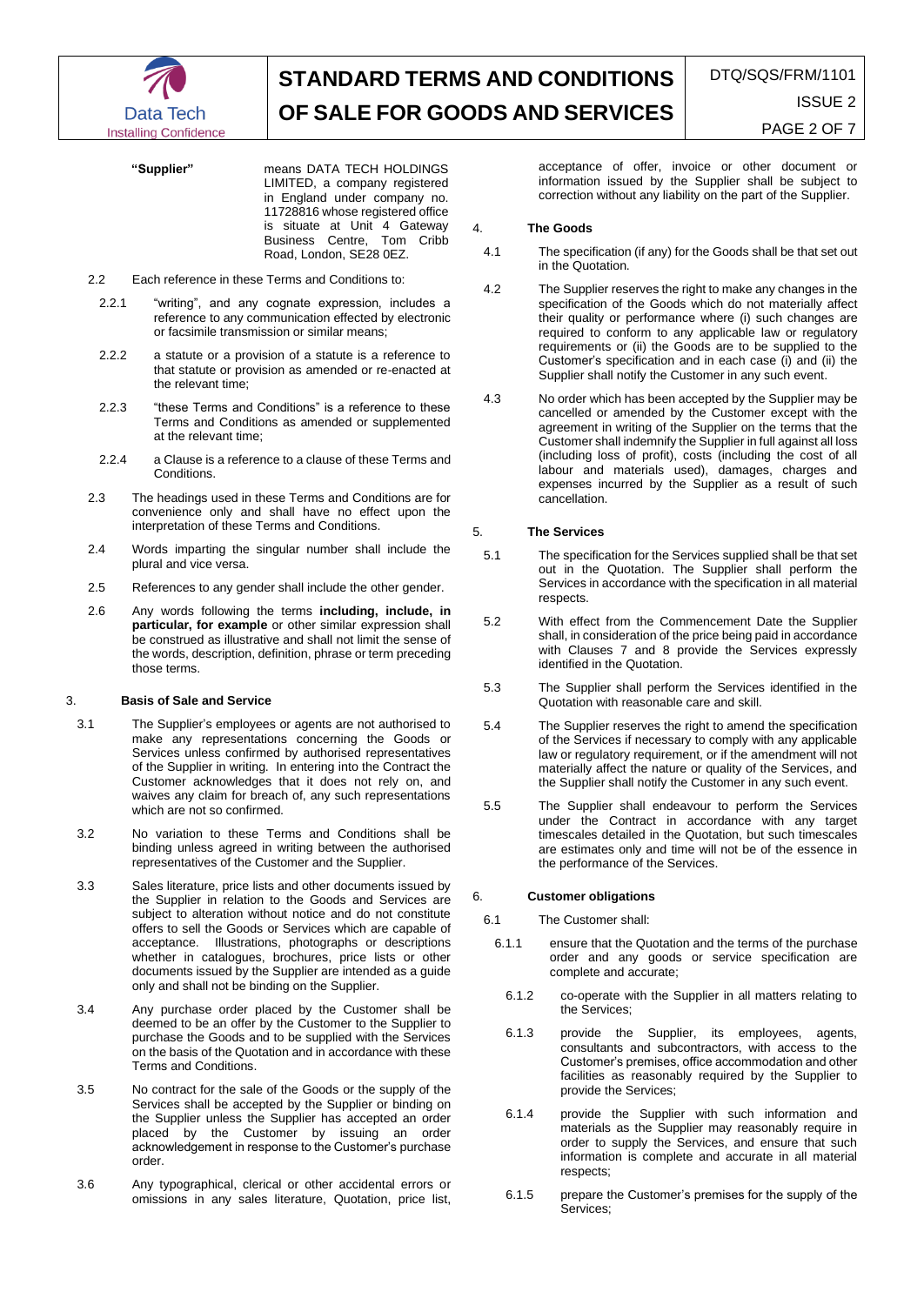**"Supplier"** means DATA TECH HOLDINGS LIMITED, a company registered in England under company no. 11728816 whose registered office is situate at Unit 4 Gateway Business Centre, Tom Cribb Road, London, SE28 0EZ.

2.2 Each reference in these Terms and Conditions to:

2.2.1 "writing", and any cognate expression, includes a reference to any communication effected by electronic or facsimile transmission or similar means;

2.2.2 a statute or a provision of a statute is a reference to that statute or provision as amended or re-enacted at the relevant time;

2.2.3 "these Terms and Conditions" is a reference to these Terms and Conditions as amended or supplemented at the relevant time;

2.2.4 a Clause is a reference to a clause of these Terms and Conditions.

2.3 The headings used in these Terms and Conditions are for convenience only and shall have no effect upon the interpretation of these Terms and Conditions.

2.4 Words imparting the singular number shall include the plural and vice versa.

2.5 References to any gender shall include the other gender.

2.6 Any words following the terms **including, include, in particular, for example** or other similar expression shall be construed as illustrative and shall not limit the sense of the words, description, definition, phrase or term preceding those terms.

## 3. Basis of Sale and Service

3.1 The Supplier's employees or agents are not authorised to make any representations concerning the Goods or Services unless confirmed by authorised representatives of the Supplier in writing. In entering into the Contract the Customer acknowledges that it does not rely on, and waives any claim for breach of, any such representations which are not so confirmed.

3.2 No variation to these Terms and Conditions shall be binding unless agreed in writing between the authorised representatives of the Customer and the Supplier.

3.3 Sales literature, price lists and other documents issued by the Supplier in relation to the Goods and Services are subject to alteration without notice and do not constitute offers to sell the Goods or Services which are capable of acceptance. Illustrations, photographs or descriptions whether in catalogues, brochures, price lists or other documents issued by the Supplier are intended as a guide only and shall not be binding on the Supplier.

3.4 Any purchase order placed by the Customer shall be deemed to be an offer by the Customer to the Supplier to purchase the Goods and to be supplied with the Services on the basis of the Quotation and in accordance with these Terms and Conditions.

3.5 No contract for the sale of the Goods or the supply of the Services shall be accepted by the Supplier or binding on the Supplier unless the Supplier has accepted an order placed by the Customer by issuing an order acknowledgement in response to the Customer's purchase order.

3.6 Any typographical, clerical or other accidental errors or omissions in any sales literature, Quotation, price list, acceptance of offer, invoice or other document or information issued by the Supplier shall be subject to correction without any liability on the part of the Supplier.

## 4. The Goods

4.1 The specification (if any) for the Goods shall be that set out in the Quotation.

4.2 The Supplier reserves the right to make any changes in the specification of the Goods which do not materially affect their quality or performance where (i) such changes are required to conform to any applicable law or regulatory requirements or (ii) the Goods are to be supplied to the Customer's specification and in each case (i) and (ii) the Supplier shall notify the Customer in any such event.

4.3 No order which has been accepted by the Supplier may be cancelled or amended by the Customer except with the agreement in writing of the Supplier on the terms that the Customer shall indemnify the Supplier in full against all loss (including loss of profit), costs (including the cost of all labour and materials used), damages, charges and expenses incurred by the Supplier as a result of such cancellation.

## 5. The Services

5.1 The specification for the Services supplied shall be that set out in the Quotation. The Supplier shall perform the Services in accordance with the specification in all material respects.

5.2 With effect from the Commencement Date the Supplier shall, in consideration of the price being paid in accordance with Clauses 7 and 8 provide the Services expressly identified in the Quotation.

5.3 The Supplier shall perform the Services identified in the Quotation with reasonable care and skill.

5.4 The Supplier reserves the right to amend the specification of the Services if necessary to comply with any applicable law or regulatory requirement, or if the amendment will not materially affect the nature or quality of the Services, and the Supplier shall notify the Customer in any such event.

5.5 The Supplier shall endeavour to perform the Services under the Contract in accordance with any target timescales detailed in the Quotation, but such timescales are estimates only and time will not be of the essence in the performance of the Services.

## 6. Customer obligations

6.1 The Customer shall:

6.1.1 ensure that the Quotation and the terms of the purchase order and any goods or service specification are complete and accurate;

6.1.2 co-operate with the Supplier in all matters relating to the Services;

6.1.3 provide the Supplier, its employees, agents, consultants and subcontractors, with access to the Customer's premises, office accommodation and other facilities as reasonably required by the Supplier to provide the Services;

6.1.4 provide the Supplier with such information and materials as the Supplier may reasonably require in order to supply the Services, and ensure that such information is complete and accurate in all material respects;

6.1.5 prepare the Customer's premises for the supply of the Services;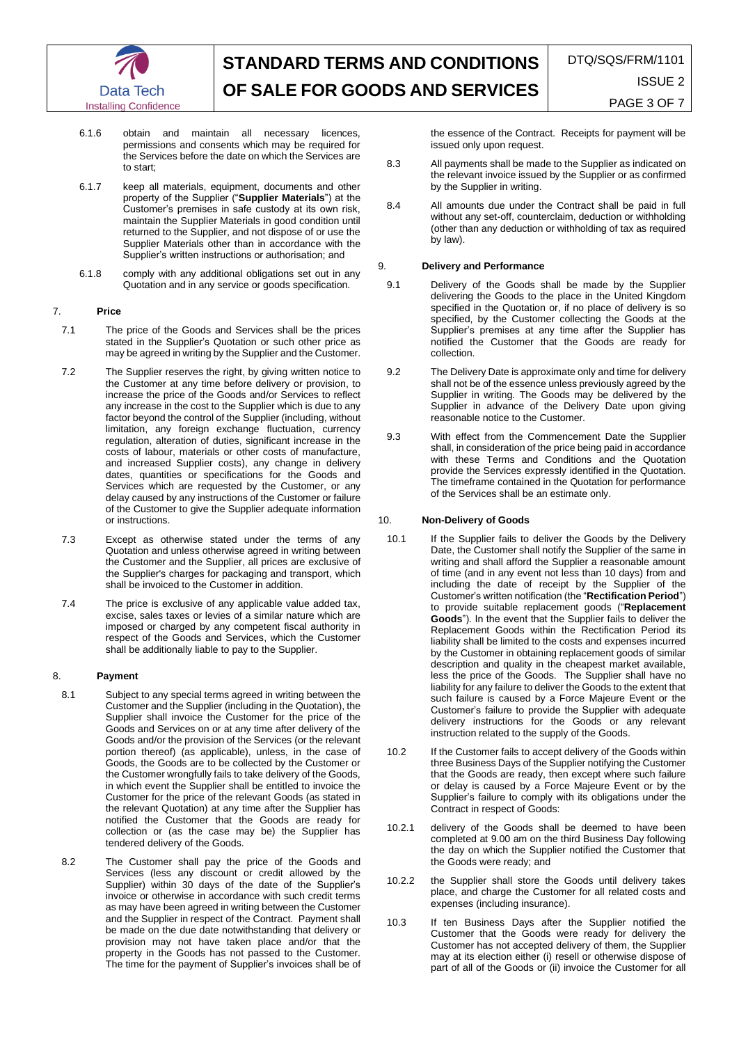6.1.6 obtain and maintain all necessary licences, permissions and consents which may be required for the Services before the date on which the Services are to start;

6.1.7 keep all materials, equipment, documents and other property of the Supplier ("**Supplier Materials**") at the Customer's premises in safe custody at its own risk, maintain the Supplier Materials in good condition until returned to the Supplier, and not dispose of or use the Supplier Materials other than in accordance with the Supplier's written instructions or authorisation; and

6.1.8 comply with any additional obligations set out in any Quotation and in any service or goods specification.

## 7. Price

7.1 The price of the Goods and Services shall be the prices stated in the Supplier's Quotation or such other price as may be agreed in writing by the Supplier and the Customer.

7.2 The Supplier reserves the right, by giving written notice to the Customer at any time before delivery or provision, to increase the price of the Goods and/or Services to reflect any increase in the cost to the Supplier which is due to any factor beyond the control of the Supplier (including, without limitation, any foreign exchange fluctuation, currency regulation, alteration of duties, significant increase in the costs of labour, materials or other costs of manufacture, and increased Supplier costs), any change in delivery dates, quantities or specifications for the Goods and Services which are requested by the Customer, or any delay caused by any instructions of the Customer or failure of the Customer to give the Supplier adequate information or instructions.

7.3 Except as otherwise stated under the terms of any Quotation and unless otherwise agreed in writing between the Customer and the Supplier, all prices are exclusive of the Supplier's charges for packaging and transport, which shall be invoiced to the Customer in addition.

7.4 The price is exclusive of any applicable value added tax, excise, sales taxes or levies of a similar nature which are imposed or charged by any competent fiscal authority in respect of the Goods and Services, which the Customer shall be additionally liable to pay to the Supplier.

## 8. Payment

8.1 Subject to any special terms agreed in writing between the Customer and the Supplier (including in the Quotation), the Supplier shall invoice the Customer for the price of the Goods and Services on or at any time after delivery of the Goods and/or the provision of the Services (or the relevant portion thereof) (as applicable), unless, in the case of Goods, the Goods are to be collected by the Customer or the Customer wrongfully fails to take delivery of the Goods, in which event the Supplier shall be entitled to invoice the Customer for the price of the relevant Goods (as stated in the relevant Quotation) at any time after the Supplier has notified the Customer that the Goods are ready for collection or (as the case may be) the Supplier has tendered delivery of the Goods.

8.2 The Customer shall pay the price of the Goods and Services (less any discount or credit allowed by the Supplier) within 30 days of the date of the Supplier's invoice or otherwise in accordance with such credit terms as may have been agreed in writing between the Customer and the Supplier in respect of the Contract. Payment shall be made on the due date notwithstanding that delivery or provision may not have taken place and/or that the property in the Goods has not passed to the Customer. The time for the payment of Supplier's invoices shall be of the essence of the Contract. Receipts for payment will be issued only upon request.

8.3 All payments shall be made to the Supplier as indicated on the relevant invoice issued by the Supplier or as confirmed by the Supplier in writing.

8.4 All amounts due under the Contract shall be paid in full without any set-off, counterclaim, deduction or withholding (other than any deduction or withholding of tax as required by law).

## 9. Delivery and Performance

9.1 Delivery of the Goods shall be made by the Supplier delivering the Goods to the place in the United Kingdom specified in the Quotation or, if no place of delivery is so specified, by the Customer collecting the Goods at the Supplier's premises at any time after the Supplier has notified the Customer that the Goods are ready for collection.

9.2 The Delivery Date is approximate only and time for delivery shall not be of the essence unless previously agreed by the Supplier in writing. The Goods may be delivered by the Supplier in advance of the Delivery Date upon giving reasonable notice to the Customer.

9.3 With effect from the Commencement Date the Supplier shall, in consideration of the price being paid in accordance with these Terms and Conditions and the Quotation provide the Services expressly identified in the Quotation. The timeframe contained in the Quotation for performance of the Services shall be an estimate only.

## 10. Non-Delivery of Goods

10.1 If the Supplier fails to deliver the Goods by the Delivery Date, the Customer shall notify the Supplier of the same in writing and shall afford the Supplier a reasonable amount of time (and in any event not less than 10 days) from and including the date of receipt by the Supplier of the Customer's written notification (the "**Rectification Period**") to provide suitable replacement goods ("**Replacement Goods**"). In the event that the Supplier fails to deliver the Replacement Goods within the Rectification Period its liability shall be limited to the costs and expenses incurred by the Customer in obtaining replacement goods of similar description and quality in the cheapest market available, less the price of the Goods. The Supplier shall have no liability for any failure to deliver the Goods to the extent that such failure is caused by a Force Majeure Event or the Customer's failure to provide the Supplier with adequate delivery instructions for the Goods or any relevant instruction related to the supply of the Goods.

10.2 If the Customer fails to accept delivery of the Goods within three Business Days of the Supplier notifying the Customer that the Goods are ready, then except where such failure or delay is caused by a Force Majeure Event or by the Supplier's failure to comply with its obligations under the Contract in respect of Goods:

10.2.1 delivery of the Goods shall be deemed to have been completed at 9.00 am on the third Business Day following the day on which the Supplier notified the Customer that the Goods were ready; and

10.2.2 the Supplier shall store the Goods until delivery takes place, and charge the Customer for all related costs and expenses (including insurance).

10.3 If ten Business Days after the Supplier notified the Customer that the Goods were ready for delivery the Customer has not accepted delivery of them, the Supplier may at its election either (i) resell or otherwise dispose of part of all of the Goods or (ii) invoice the Customer for all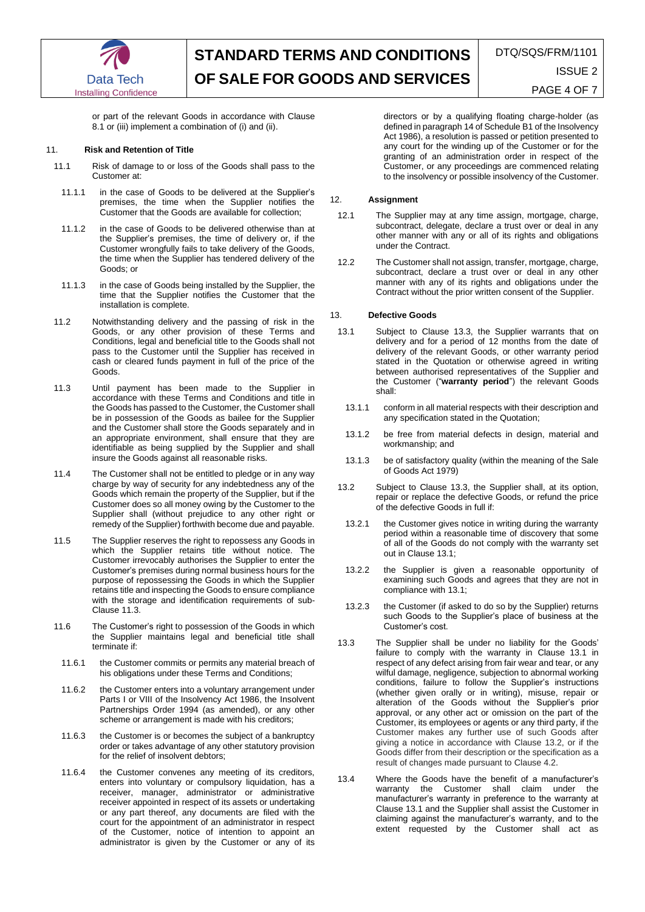or part of the relevant Goods in accordance with Clause 8.1 or (iii) implement a combination of (i) and (ii).

## 11. Risk and Retention of Title

11.1 Risk of damage to or loss of the Goods shall pass to the Customer at:

11.1.1 in the case of Goods to be delivered at the Supplier's premises, the time when the Supplier notifies the Customer that the Goods are available for collection;

11.1.2 in the case of Goods to be delivered otherwise than at the Supplier's premises, the time of delivery or, if the Customer wrongfully fails to take delivery of the Goods, the time when the Supplier has tendered delivery of the Goods; or

11.1.3 in the case of Goods being installed by the Supplier, the time that the Supplier notifies the Customer that the installation is complete.

11.2 Notwithstanding delivery and the passing of risk in the Goods, or any other provision of these Terms and Conditions, legal and beneficial title to the Goods shall not pass to the Customer until the Supplier has received in cash or cleared funds payment in full of the price of the Goods.

11.3 Until payment has been made to the Supplier in accordance with these Terms and Conditions and title in the Goods has passed to the Customer, the Customer shall be in possession of the Goods as bailee for the Supplier and the Customer shall store the Goods separately and in an appropriate environment, shall ensure that they are identifiable as being supplied by the Supplier and shall insure the Goods against all reasonable risks.

11.4 The Customer shall not be entitled to pledge or in any way charge by way of security for any indebtedness any of the Goods which remain the property of the Supplier, but if the Customer does so all money owing by the Customer to the Supplier shall (without prejudice to any other right or remedy of the Supplier) forthwith become due and payable.

11.5 The Supplier reserves the right to repossess any Goods in which the Supplier retains title without notice. The Customer irrevocably authorises the Supplier to enter the Customer's premises during normal business hours for the purpose of repossessing the Goods in which the Supplier retains title and inspecting the Goods to ensure compliance with the storage and identification requirements of sub-Clause 11.3.

11.6 The Customer's right to possession of the Goods in which the Supplier maintains legal and beneficial title shall terminate if:

11.6.1 the Customer commits or permits any material breach of his obligations under these Terms and Conditions;

11.6.2 the Customer enters into a voluntary arrangement under Parts I or VIII of the Insolvency Act 1986, the Insolvent Partnerships Order 1994 (as amended), or any other scheme or arrangement is made with his creditors;

11.6.3 the Customer is or becomes the subject of a bankruptcy order or takes advantage of any other statutory provision for the relief of insolvent debtors;

11.6.4 the Customer convenes any meeting of its creditors, enters into voluntary or compulsory liquidation, has a receiver, manager, administrator or administrative receiver appointed in respect of its assets or undertaking or any part thereof, any documents are filed with the court for the appointment of an administrator in respect of the Customer, notice of intention to appoint an administrator is given by the Customer or any of its directors or by a qualifying floating charge-holder (as defined in paragraph 14 of Schedule B1 of the Insolvency Act 1986), a resolution is passed or petition presented to any court for the winding up of the Customer or for the granting of an administration order in respect of the Customer, or any proceedings are commenced relating to the insolvency or possible insolvency of the Customer.

## 12. Assignment

12.1 The Supplier may at any time assign, mortgage, charge, subcontract, delegate, declare a trust over or deal in any other manner with any or all of its rights and obligations under the Contract.

12.2 The Customer shall not assign, transfer, mortgage, charge, subcontract, declare a trust over or deal in any other manner with any of its rights and obligations under the Contract without the prior written consent of the Supplier.

## 13. Defective Goods

13.1 Subject to Clause 13.3, the Supplier warrants that on delivery and for a period of 12 months from the date of delivery of the relevant Goods, or other warranty period stated in the Quotation or otherwise agreed in writing between authorised representatives of the Supplier and the Customer ("**warranty period**") the relevant Goods shall:

13.1.1 conform in all material respects with their description and any specification stated in the Quotation;

13.1.2 be free from material defects in design, material and workmanship; and

13.1.3 be of satisfactory quality (within the meaning of the Sale of Goods Act 1979)

13.2 Subject to Clause 13.3, the Supplier shall, at its option, repair or replace the defective Goods, or refund the price of the defective Goods in full if:

13.2.1 the Customer gives notice in writing during the warranty period within a reasonable time of discovery that some of all of the Goods do not comply with the warranty set out in Clause 13.1;

13.2.2 the Supplier is given a reasonable opportunity of examining such Goods and agrees that they are not in compliance with 13.1;

13.2.3 the Customer (if asked to do so by the Supplier) returns such Goods to the Supplier's place of business at the Customer's cost.

13.3 The Supplier shall be under no liability for the Goods' failure to comply with the warranty in Clause 13.1 in respect of any defect arising from fair wear and tear, or any wilful damage, negligence, subjection to abnormal working conditions, failure to follow the Supplier's instructions (whether given orally or in writing), misuse, repair or alteration of the Goods without the Supplier's prior approval, or any other act or omission on the part of the Customer, its employees or agents or any third party, if the Customer makes any further use of such Goods after giving a notice in accordance with Clause 13.2, or if the Goods differ from their description or the specification as a result of changes made pursuant to Clause 4.2.

13.4 Where the Goods have the benefit of a manufacturer's warranty the Customer shall claim under the manufacturer's warranty in preference to the warranty at Clause 13.1 and the Supplier shall assist the Customer in claiming against the manufacturer's warranty, and to the extent requested by the Customer shall act as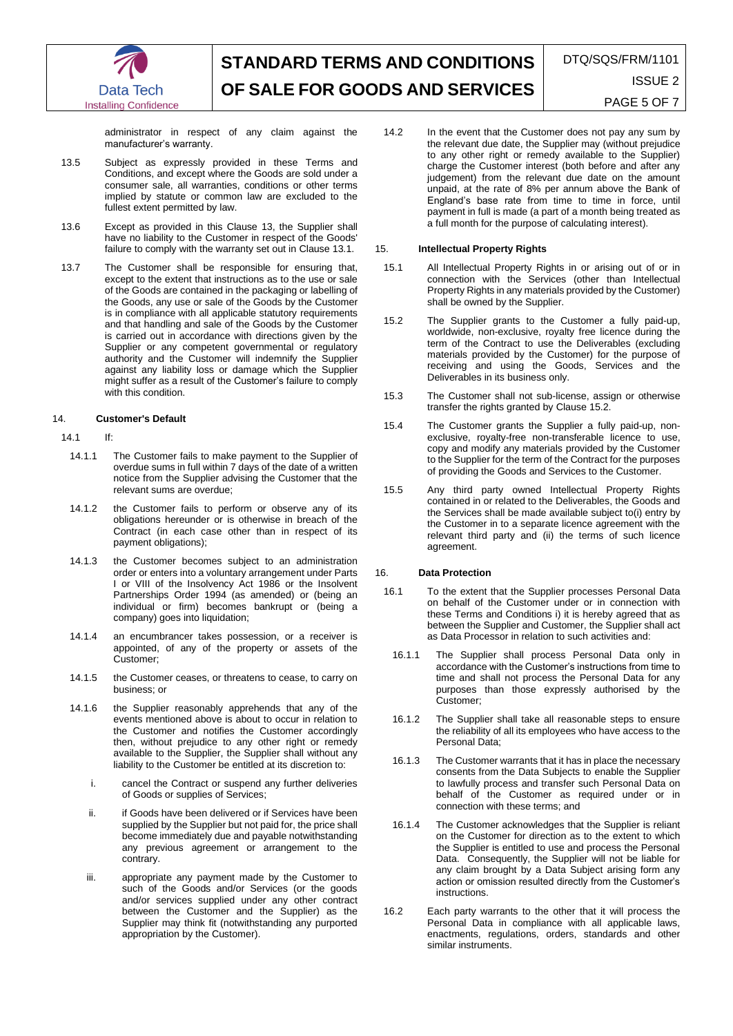administrator in respect of any claim against the manufacturer's warranty.

13.5 Subject as expressly provided in these Terms and Conditions, and except where the Goods are sold under a consumer sale, all warranties, conditions or other terms implied by statute or common law are excluded to the fullest extent permitted by law.

13.6 Except as provided in this Clause 13, the Supplier shall have no liability to the Customer in respect of the Goods' failure to comply with the warranty set out in Clause 13.1.

13.7 The Customer shall be responsible for ensuring that, except to the extent that instructions as to the use or sale of the Goods are contained in the packaging or labelling of the Goods, any use or sale of the Goods by the Customer is in compliance with all applicable statutory requirements and that handling and sale of the Goods by the Customer is carried out in accordance with directions given by the Supplier or any competent governmental or regulatory authority and the Customer will indemnify the Supplier against any liability loss or damage which the Supplier might suffer as a result of the Customer's failure to comply with this condition.

## 14. Customer's Default

14.1 If:

14.1.1 The Customer fails to make payment to the Supplier of overdue sums in full within 7 days of the date of a written notice from the Supplier advising the Customer that the relevant sums are overdue;

14.1.2 the Customer fails to perform or observe any of its obligations hereunder or is otherwise in breach of the Contract (in each case other than in respect of its payment obligations);

14.1.3 the Customer becomes subject to an administration order or enters into a voluntary arrangement under Parts I or VIII of the Insolvency Act 1986 or the Insolvent Partnerships Order 1994 (as amended) or (being an individual or firm) becomes bankrupt or (being a company) goes into liquidation;

14.1.4 an encumbrancer takes possession, or a receiver is appointed, of any of the property or assets of the Customer;

14.1.5 the Customer ceases, or threatens to cease, to carry on business; or

14.1.6 the Supplier reasonably apprehends that any of the events mentioned above is about to occur in relation to the Customer and notifies the Customer accordingly then, without prejudice to any other right or remedy available to the Supplier, the Supplier shall without any liability to the Customer be entitled at its discretion to:

i. cancel the Contract or suspend any further deliveries of Goods or supplies of Services;

ii. if Goods have been delivered or if Services have been supplied by the Supplier but not paid for, the price shall become immediately due and payable notwithstanding any previous agreement or arrangement to the contrary.

iii. appropriate any payment made by the Customer to such of the Goods and/or Services (or the goods and/or services supplied under any other contract between the Customer and the Supplier) as the Supplier may think fit (notwithstanding any purported appropriation by the Customer).

14.2 In the event that the Customer does not pay any sum by the relevant due date, the Supplier may (without prejudice to any other right or remedy available to the Supplier) charge the Customer interest (both before and after any judgement) from the relevant due date on the amount unpaid, at the rate of 8% per annum above the Bank of England's base rate from time to time in force, until payment in full is made (a part of a month being treated as a full month for the purpose of calculating interest).

## 15. Intellectual Property Rights

15.1 All Intellectual Property Rights in or arising out of or in connection with the Services (other than Intellectual Property Rights in any materials provided by the Customer) shall be owned by the Supplier.

15.2 The Supplier grants to the Customer a fully paid-up, worldwide, non-exclusive, royalty free licence during the term of the Contract to use the Deliverables (excluding materials provided by the Customer) for the purpose of receiving and using the Goods, Services and the Deliverables in its business only.

15.3 The Customer shall not sub-license, assign or otherwise transfer the rights granted by Clause 15.2.

15.4 The Customer grants the Supplier a fully paid-up, non-exclusive, royalty-free non-transferable licence to use, copy and modify any materials provided by the Customer to the Supplier for the term of the Contract for the purposes of providing the Goods and Services to the Customer.

15.5 Any third party owned Intellectual Property Rights contained in or related to the Deliverables, the Goods and the Services shall be made available subject to(i) entry by the Customer in to a separate licence agreement with the relevant third party and (ii) the terms of such licence agreement.

## 16. Data Protection

16.1 To the extent that the Supplier processes Personal Data on behalf of the Customer under or in connection with these Terms and Conditions i) it is hereby agreed that as between the Supplier and Customer, the Supplier shall act as Data Processor in relation to such activities and:

16.1.1 The Supplier shall process Personal Data only in accordance with the Customer's instructions from time to time and shall not process the Personal Data for any purposes than those expressly authorised by the Customer;

16.1.2 The Supplier shall take all reasonable steps to ensure the reliability of all its employees who have access to the Personal Data;

16.1.3 The Customer warrants that it has in place the necessary consents from the Data Subjects to enable the Supplier to lawfully process and transfer such Personal Data on behalf of the Customer as required under or in connection with these terms; and

16.1.4 The Customer acknowledges that the Supplier is reliant on the Customer for direction as to the extent to which the Supplier is entitled to use and process the Personal Data. Consequently, the Supplier will not be liable for any claim brought by a Data Subject arising form any action or omission resulted directly from the Customer's instructions.

16.2 Each party warrants to the other that it will process the Personal Data in compliance with all applicable laws, enactments, regulations, orders, standards and other similar instruments.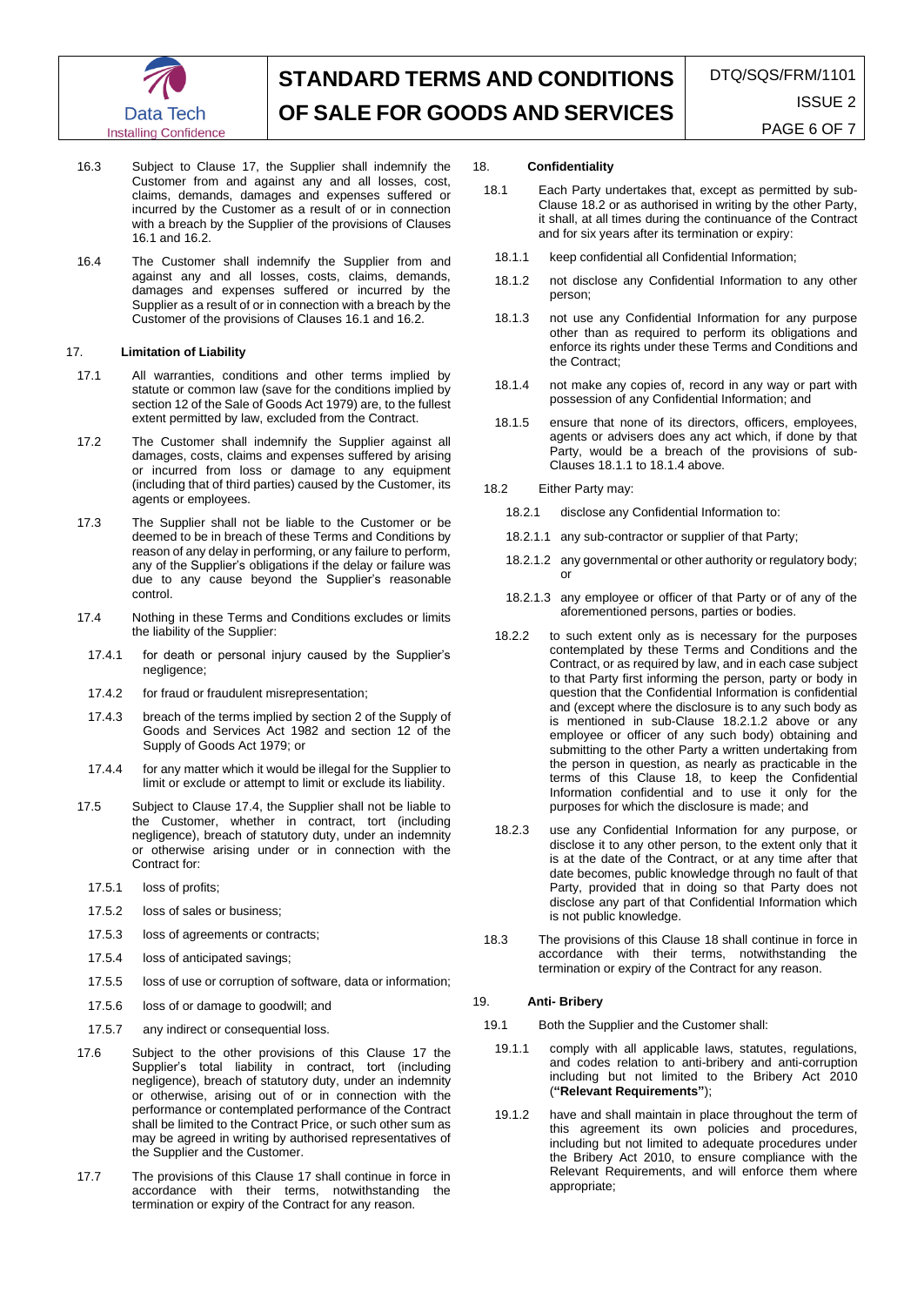16.3 Subject to Clause 17, the Supplier shall indemnify the Customer from and against any and all losses, cost, claims, demands, damages and expenses suffered or incurred by the Customer as a result of or in connection with a breach by the Supplier of the provisions of Clauses 16.1 and 16.2.

16.4 The Customer shall indemnify the Supplier from and against any and all losses, costs, claims, demands, damages and expenses suffered or incurred by the Supplier as a result of or in connection with a breach by the Customer of the provisions of Clauses 16.1 and 16.2.

### 17. Limitation of Liability

17.1 All warranties, conditions and other terms implied by statute or common law (save for the conditions implied by section 12 of the Sale of Goods Act 1979) are, to the fullest extent permitted by law, excluded from the Contract.

17.2 The Customer shall indemnify the Supplier against all damages, costs, claims and expenses suffered by arising or incurred from loss or damage to any equipment (including that of third parties) caused by the Customer, its agents or employees.

17.3 The Supplier shall not be liable to the Customer or be deemed to be in breach of these Terms and Conditions by reason of any delay in performing, or any failure to perform, any of the Supplier's obligations if the delay or failure was due to any cause beyond the Supplier's reasonable control.

17.4 Nothing in these Terms and Conditions excludes or limits the liability of the Supplier:

17.4.1 for death or personal injury caused by the Supplier's negligence;

17.4.2 for fraud or fraudulent misrepresentation;

17.4.3 breach of the terms implied by section 2 of the Supply of Goods and Services Act 1982 and section 12 of the Supply of Goods Act 1979; or

17.4.4 for any matter which it would be illegal for the Supplier to limit or exclude or attempt to limit or exclude its liability.

17.5 Subject to Clause 17.4, the Supplier shall not be liable to the Customer, whether in contract, tort (including negligence), breach of statutory duty, under an indemnity or otherwise arising under or in connection with the Contract for:

17.5.1 loss of profits;

17.5.2 loss of sales or business;

17.5.3 loss of agreements or contracts;

17.5.4 loss of anticipated savings;

17.5.5 loss of use or corruption of software, data or information;

17.5.6 loss of or damage to goodwill; and

17.5.7 any indirect or consequential loss.

17.6 Subject to the other provisions of this Clause 17 the Supplier's total liability in contract, tort (including negligence), breach of statutory duty, under an indemnity or otherwise, arising out of or in connection with the performance or contemplated performance of the Contract shall be limited to the Contract Price, or such other sum as may be agreed in writing by authorised representatives of the Supplier and the Customer.

17.7 The provisions of this Clause 17 shall continue in force in accordance with their terms, notwithstanding the termination or expiry of the Contract for any reason.

### 18. Confidentiality

18.1 Each Party undertakes that, except as permitted by sub-Clause 18.2 or as authorised in writing by the other Party, it shall, at all times during the continuance of the Contract and for six years after its termination or expiry:

18.1.1 keep confidential all Confidential Information;

18.1.2 not disclose any Confidential Information to any other person;

18.1.3 not use any Confidential Information for any purpose other than as required to perform its obligations and enforce its rights under these Terms and Conditions and the Contract;

18.1.4 not make any copies of, record in any way or part with possession of any Confidential Information; and

18.1.5 ensure that none of its directors, officers, employees, agents or advisers does any act which, if done by that Party, would be a breach of the provisions of sub-Clauses 18.1.1 to 18.1.4 above.

18.2 Either Party may:

18.2.1 disclose any Confidential Information to:

18.2.1.1 any sub-contractor or supplier of that Party;

18.2.1.2 any governmental or other authority or regulatory body; or

18.2.1.3 any employee or officer of that Party or of any of the aforementioned persons, parties or bodies.

18.2.2 to such extent only as is necessary for the purposes contemplated by these Terms and Conditions and the Contract, or as required by law, and in each case subject to that Party first informing the person, party or body in question that the Confidential Information is confidential and (except where the disclosure is to any such body as is mentioned in sub-Clause 18.2.1.2 above or any employee or officer of any such body) obtaining and submitting to the other Party a written undertaking from the person in question, as nearly as practicable in the terms of this Clause 18, to keep the Confidential Information confidential and to use it only for the purposes for which the disclosure is made; and

18.2.3 use any Confidential Information for any purpose, or disclose it to any other person, to the extent only that it is at the date of the Contract, or at any time after that date becomes, public knowledge through no fault of that Party, provided that in doing so that Party does not disclose any part of that Confidential Information which is not public knowledge.

18.3 The provisions of this Clause 18 shall continue in force in accordance with their terms, notwithstanding the termination or expiry of the Contract for any reason.

### 19. Anti- Bribery

19.1 Both the Supplier and the Customer shall:

19.1.1 comply with all applicable laws, statutes, regulations, and codes relation to anti-bribery and anti-corruption including but not limited to the Bribery Act 2010 (**"Relevant Requirements"**);

19.1.2 have and shall maintain in place throughout the term of this agreement its own policies and procedures, including but not limited to adequate procedures under the Bribery Act 2010, to ensure compliance with the Relevant Requirements, and will enforce them where appropriate;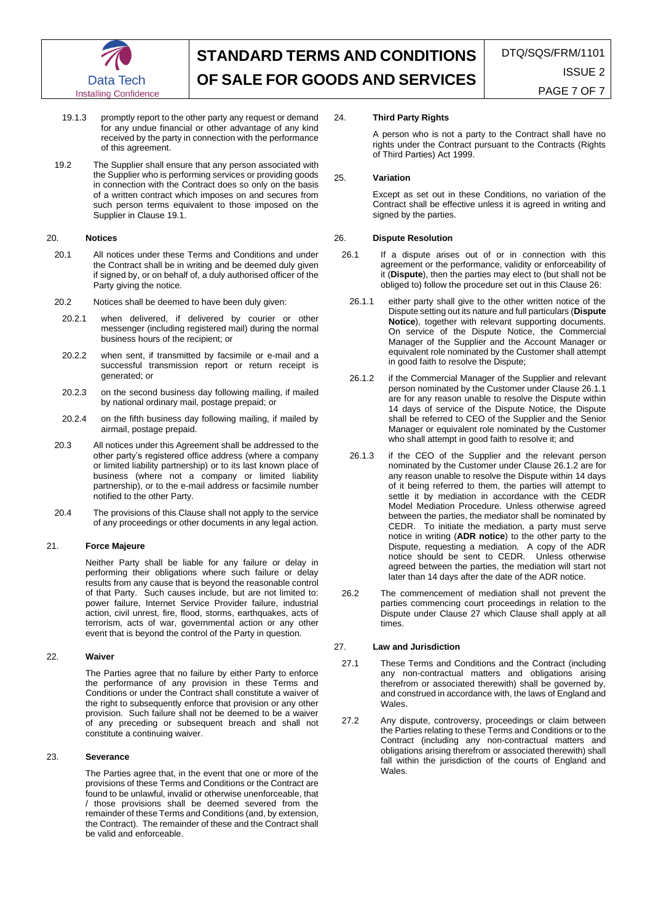19.1.3 promptly report to the other party any request or demand for any undue financial or other advantage of any kind received by the party in connection with the performance of this agreement.

19.2 The Supplier shall ensure that any person associated with the Supplier who is performing services or providing goods in connection with the Contract does so only on the basis of a written contract which imposes on and secures from such person terms equivalent to those imposed on the Supplier in Clause 19.1.

## 20. Notices

20.1 All notices under these Terms and Conditions and under the Contract shall be in writing and be deemed duly given if signed by, or on behalf of, a duly authorised officer of the Party giving the notice.

20.2 Notices shall be deemed to have been duly given:

20.2.1 when delivered, if delivered by courier or other messenger (including registered mail) during the normal business hours of the recipient; or

20.2.2 when sent, if transmitted by facsimile or e-mail and a successful transmission report or return receipt is generated; or

20.2.3 on the second business day following mailing, if mailed by national ordinary mail, postage prepaid; or

20.2.4 on the fifth business day following mailing, if mailed by airmail, postage prepaid.

20.3 All notices under this Agreement shall be addressed to the other party's registered office address (where a company or limited liability partnership) or to its last known place of business (where not a company or limited liability partnership), or to the e-mail address or facsimile number notified to the other Party.

20.4 The provisions of this Clause shall not apply to the service of any proceedings or other documents in any legal action.

## 21. Force Majeure

Neither Party shall be liable for any failure or delay in performing their obligations where such failure or delay results from any cause that is beyond the reasonable control of that Party. Such causes include, but are not limited to: power failure, Internet Service Provider failure, industrial action, civil unrest, fire, flood, storms, earthquakes, acts of terrorism, acts of war, governmental action or any other event that is beyond the control of the Party in question.

## 22. Waiver

The Parties agree that no failure by either Party to enforce the performance of any provision in these Terms and Conditions or under the Contract shall constitute a waiver of the right to subsequently enforce that provision or any other provision. Such failure shall not be deemed to be a waiver of any preceding or subsequent breach and shall not constitute a continuing waiver.

## 23. Severance

The Parties agree that, in the event that one or more of the provisions of these Terms and Conditions or the Contract are found to be unlawful, invalid or otherwise unenforceable, that / those provisions shall be deemed severed from the remainder of these Terms and Conditions (and, by extension, the Contract). The remainder of these and the Contract shall be valid and enforceable.

## 24. Third Party Rights

A person who is not a party to the Contract shall have no rights under the Contract pursuant to the Contracts (Rights of Third Parties) Act 1999.

## 25. Variation

Except as set out in these Conditions, no variation of the Contract shall be effective unless it is agreed in writing and signed by the parties.

## 26. Dispute Resolution

26.1 If a dispute arises out of or in connection with this agreement or the performance, validity or enforceability of it (**Dispute**), then the parties may elect to (but shall not be obliged to) follow the procedure set out in this Clause 26:

26.1.1 either party shall give to the other written notice of the Dispute setting out its nature and full particulars (**Dispute Notice**), together with relevant supporting documents. On service of the Dispute Notice, the Commercial Manager of the Supplier and the Account Manager or equivalent role nominated by the Customer shall attempt in good faith to resolve the Dispute;

26.1.2 if the Commercial Manager of the Supplier and relevant person nominated by the Customer under Clause 26.1.1 are for any reason unable to resolve the Dispute within 14 days of service of the Dispute Notice, the Dispute shall be referred to CEO of the Supplier and the Senior Manager or equivalent role nominated by the Customer who shall attempt in good faith to resolve it; and

26.1.3 if the CEO of the Supplier and the relevant person nominated by the Customer under Clause 26.1.2 are for any reason unable to resolve the Dispute within 14 days of it being referred to them, the parties will attempt to settle it by mediation in accordance with the CEDR Model Mediation Procedure. Unless otherwise agreed between the parties, the mediator shall be nominated by CEDR. To initiate the mediation, a party must serve notice in writing (**ADR notice**) to the other party to the Dispute, requesting a mediation. A copy of the ADR notice should be sent to CEDR. Unless otherwise agreed between the parties, the mediation will start not later than 14 days after the date of the ADR notice.

26.2 The commencement of mediation shall not prevent the parties commencing court proceedings in relation to the Dispute under Clause 27 which Clause shall apply at all times.

## 27. Law and Jurisdiction

27.1 These Terms and Conditions and the Contract (including any non-contractual matters and obligations arising therefrom or associated therewith) shall be governed by, and construed in accordance with, the laws of England and Wales.

27.2 Any dispute, controversy, proceedings or claim between the Parties relating to these Terms and Conditions or to the Contract (including any non-contractual matters and obligations arising therefrom or associated therewith) shall fall within the jurisdiction of the courts of England and Wales.